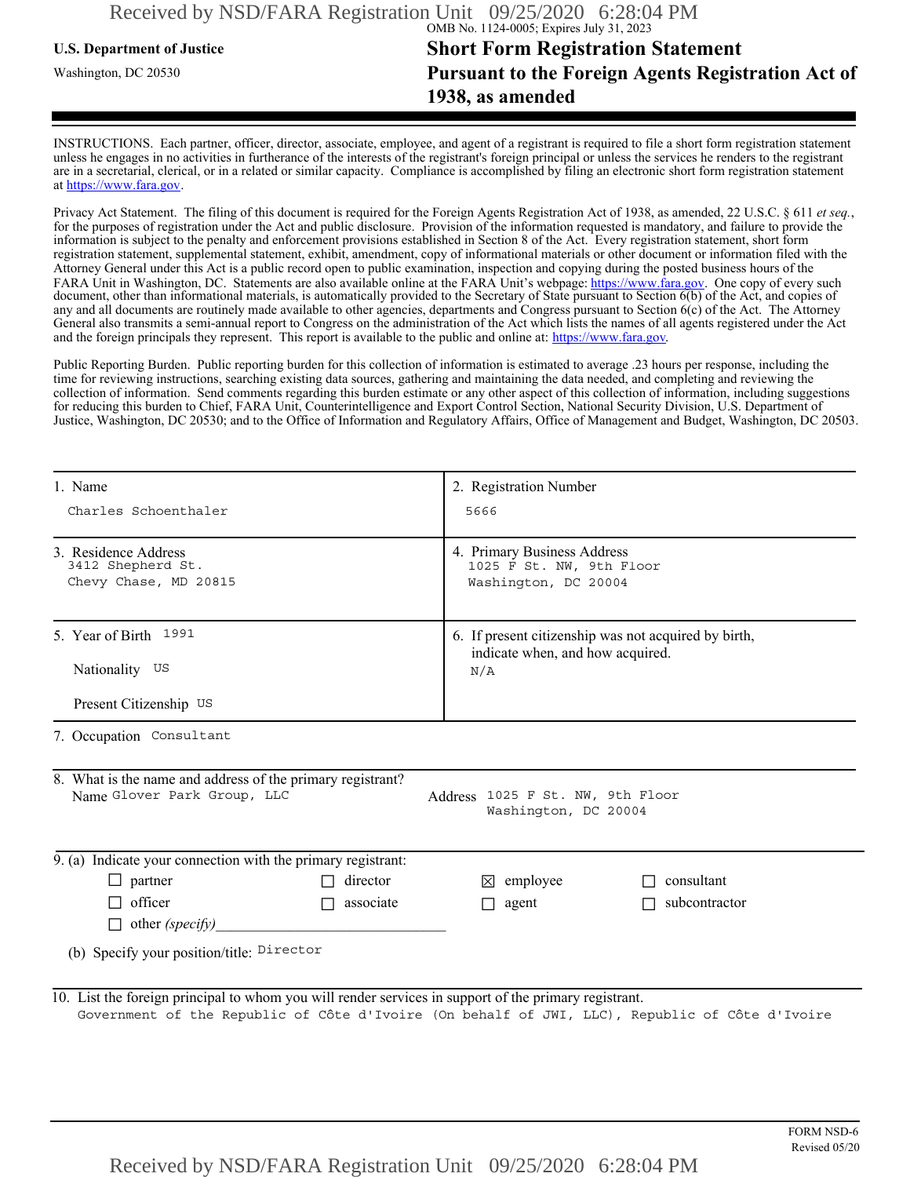OMB No. 1124-0005; Expires July 31, 2023

**U.S. Department of Justice**

Washington, DC 20530

# Short Form Registration Statement Pursuant to the Foreign Agents Registration Act of 1938, as amended

INSTRUCTIONS. Each partner, officer, director, associate, employee, and agent of a registrant is required to file a short form registration statement unless he engages in no activities in furtherance of the interests of the registrant's foreign principal or unless the services he renders to the registrant are in a secretarial, clerical, or in a related or similar capacity. Compliance is accomplished by filing an electronic short form registration statement at https://www.fara.gov.

Privacy Act Statement. The filing of this document is required for the Foreign Agents Registration Act of 1938, as amended, 22 U.S.C. § 611 *et seq.*, for the purposes of registration under the Act and public disclosure. Provision of the information requested is mandatory, and failure to provide the information is subject to the penalty and enforcement provisions established in Section 8 of the Act. Every registration statement, short form registration statement, supplemental statement, exhibit, amendment, copy of informational materials or other document or information filed with the Attorney General under this Act is a public record open to public examination, inspection and copying during the posted business hours of the FARA Unit in Washington, DC. Statements are also available online at the FARA Unit's webpage: https://www.fara.gov. One copy of every such document, other than informational materials, is automatically provided to the Secretary of State pursuant to Section 6(b) of the Act, and copies of any and all documents are routinely made available to other agencies, departments and Congress pursuant to Section 6(c) of the Act. The Attorney General also transmits a semi-annual report to Congress on the administration of the Act which lists the names of all agents registered under the Act and the foreign principals they represent. This report is available to the public and online at: https://www.fara.gov.

Public Reporting Burden. Public reporting burden for this collection of information is estimated to average .23 hours per response, including the time for reviewing instructions, searching existing data sources, gathering and maintaining the data needed, and completing and reviewing the collection of information. Send comments regarding this burden estimate or any other aspect of this collection of information, including suggestions for reducing this burden to Chief, FARA Unit, Counterintelligence and Export Control Section, National Security Division, U.S. Department of Justice, Washington, DC 20530; and to the Office of Information and Regulatory Affairs, Office of Management and Budget, Washington, DC 20503.

| | |
|---|---|
| 1. Name<br>Charles Schoenthaler | 2. Registration Number<br>5666 |
| 3. Residence Address<br>3412 Shepherd St.<br>Chevy Chase, MD 20815 | 4. Primary Business Address<br>1025 F St. NW, 9th Floor<br>Washington, DC 20004 |
| 5. Year of Birth 1991<br>Nationality US<br>Present Citizenship US | 6. If present citizenship was not acquired by birth, indicate when, and how acquired.<br>N/A |

7. Occupation Consultant

8. What is the name and address of the primary registrant?
Name Glover Park Group, LLC
Address 1025 F St. NW, 9th Floor
Washington, DC 20004

9. (a) Indicate your connection with the primary registrant:

- ☐ partner
- ☐ director
- ☒ employee
- ☐ consultant
- ☐ officer
- ☐ associate
- ☐ agent
- ☐ subcontractor
- ☐ other *(specify)* ______________________________

(b) Specify your position/title: Director

10. List the foreign principal to whom you will render services in support of the primary registrant.
Government of the Republic of Côte d'Ivoire (On behalf of JWI, LLC), Republic of Côte d'Ivoire

FORM NSD-6
Revised 05/20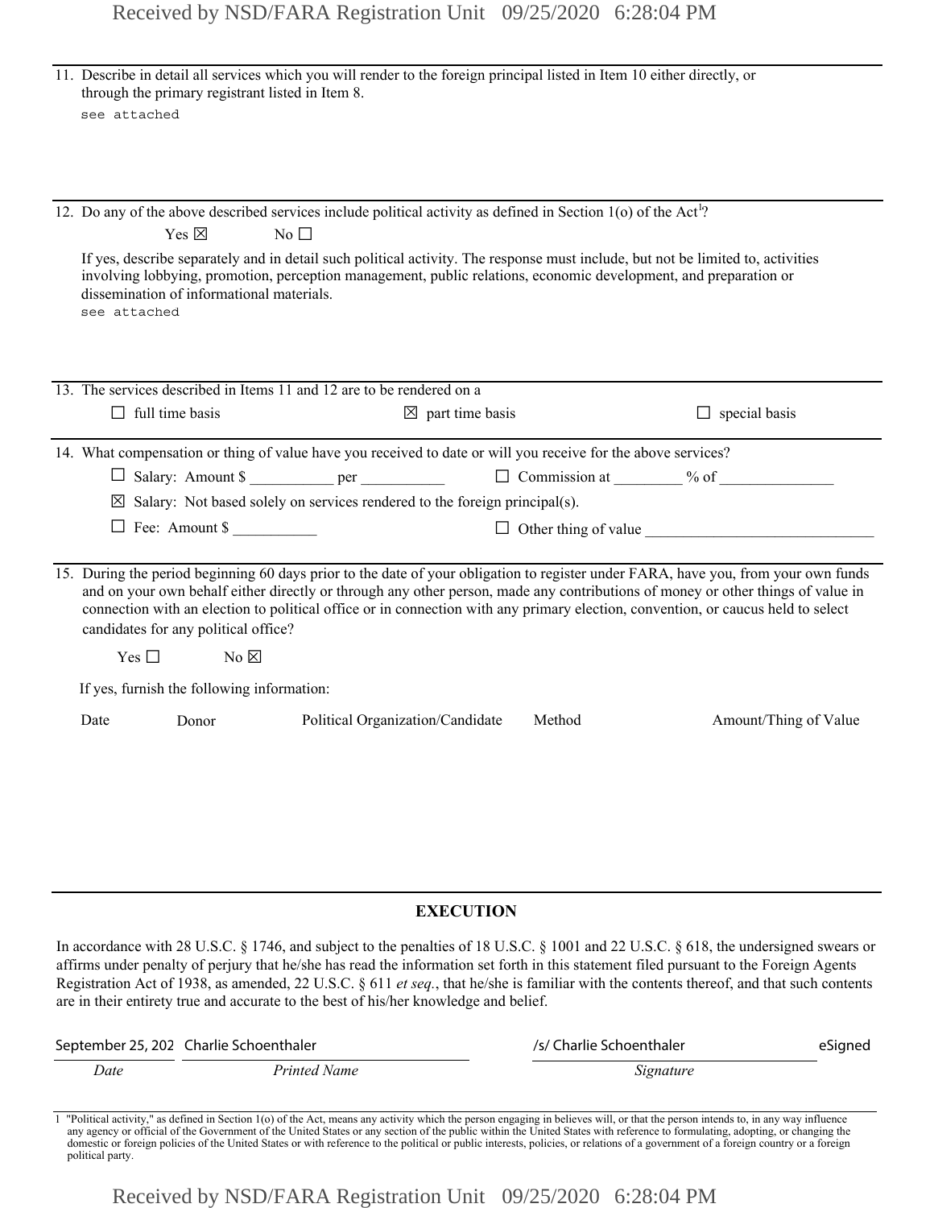11. Describe in detail all services which you will render to the foreign principal listed in Item 10 either directly, or through the primary registrant listed in Item 8.

    see attached

12. Do any of the above described services include political activity as defined in Section 1(o) of the Act[1]?

    Yes ☒ No ☐

    If yes, describe separately and in detail such political activity. The response must include, but not be limited to, activities involving lobbying, promotion, perception management, public relations, economic development, and preparation or dissemination of informational materials.

    see attached

13. The services described in Items 11 and 12 are to be rendered on a

    ☐ full time basis ☒ part time basis ☐ special basis

14. What compensation or thing of value have you received to date or will you receive for the above services?

    ☐ Salary: Amount $ __________ per __________ ☐ Commission at ________ % of ______________

    ☒ Salary: Not based solely on services rendered to the foreign principal(s).

    ☐ Fee: Amount $ __________ ☐ Other thing of value ____________________________

15. During the period beginning 60 days prior to the date of your obligation to register under FARA, have you, from your own funds and on your own behalf either directly or through any other person, made any contributions of money or other things of value in connection with an election to political office or in connection with any primary election, convention, or caucus held to select candidates for any political office?

    Yes ☐ No ☒

    If yes, furnish the following information:

| Date | Donor | Political Organization/Candidate | Method | Amount/Thing of Value |
|---|---|---|---|---|
| | | | | |

## EXECUTION

In accordance with 28 U.S.C. § 1746, and subject to the penalties of 18 U.S.C. § 1001 and 22 U.S.C. § 618, the undersigned swears or affirms under penalty of perjury that he/she has read the information set forth in this statement filed pursuant to the Foreign Agents Registration Act of 1938, as amended, 22 U.S.C. § 611 *et seq.*, that he/she is familiar with the contents thereof, and that such contents are in their entirety true and accurate to the best of his/her knowledge and belief.

| September 25, 202 | Charlie Schoenthaler | /s/ Charlie Schoenthaler | eSigned |
|---|---|---|---|
| *Date* | *Printed Name* | *Signature* | |

1 "Political activity," as defined in Section 1(o) of the Act, means any activity which the person engaging in believes will, or that the person intends to, in any way influence any agency or official of the Government of the United States or any section of the public within the United States with reference to formulating, adopting, or changing the domestic or foreign policies of the United States or with reference to the political or public interests, policies, or relations of a government of a foreign country or a foreign political party.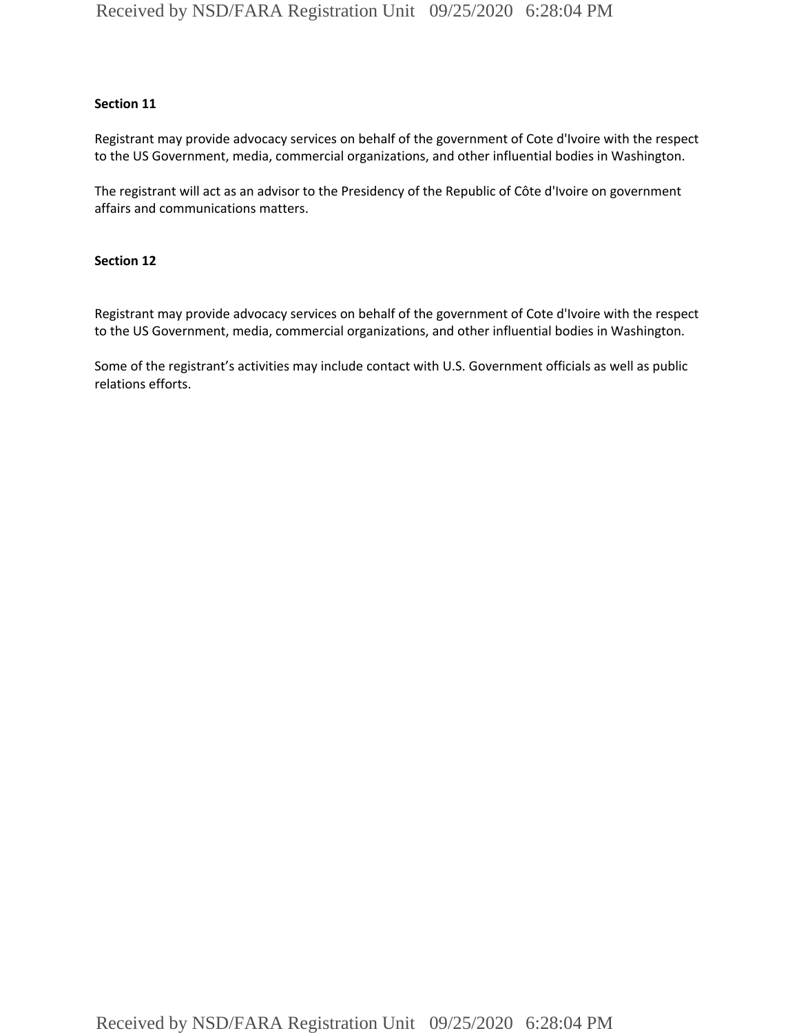**Section 11**

Registrant may provide advocacy services on behalf of the government of Cote d'Ivoire with the respect to the US Government, media, commercial organizations, and other influential bodies in Washington.

The registrant will act as an advisor to the Presidency of the Republic of Côte d'Ivoire on government affairs and communications matters.

**Section 12**

Registrant may provide advocacy services on behalf of the government of Cote d'Ivoire with the respect to the US Government, media, commercial organizations, and other influential bodies in Washington.

Some of the registrant's activities may include contact with U.S. Government officials as well as public relations efforts.